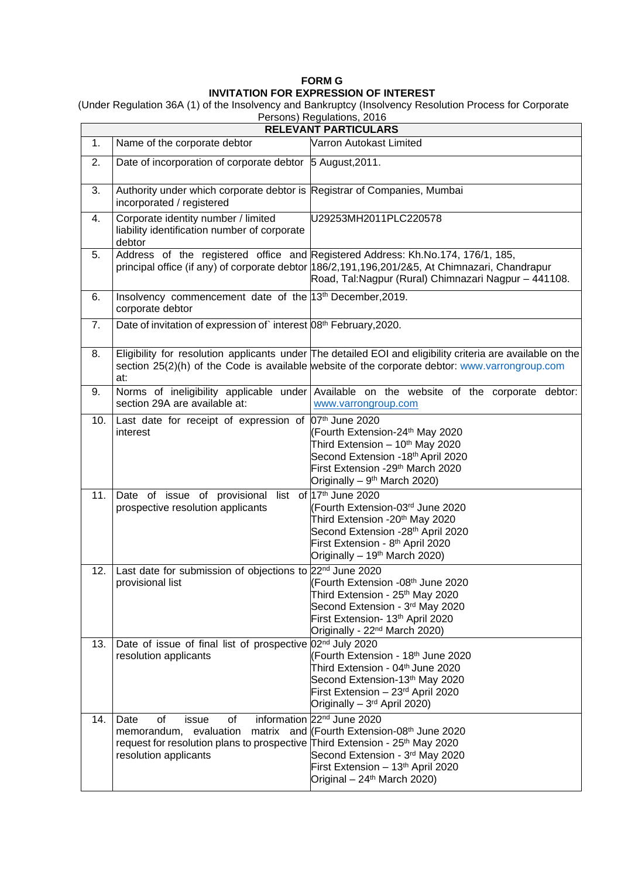**FORM G**

**INVITATION FOR EXPRESSION OF INTEREST**

(Under Regulation 36A (1) of the Insolvency and Bankruptcy (Insolvency Resolution Process for Corporate Persons) Regulations, 2016

| **RELEVANT PARTICULARS** | | |
|---|---|---|
| 1. | Name of the corporate debtor | Varron Autokast Limited |
| 2. | Date of incorporation of corporate debtor | 5 August,2011. |
| 3. | Authority under which corporate debtor is incorporated / registered | Registrar of Companies, Mumbai |
| 4. | Corporate identity number / limited liability identification number of corporate debtor | U29253MH2011PLC220578 |
| 5. | Address of the registered office and principal office (if any) of corporate debtor | Registered Address: Kh.No.174, 176/1, 185, 186/2,191,196,201/2&5, At Chimnazari, Chandrapur Road, Tal:Nagpur (Rural) Chimnazari Nagpur – 441108. |
| 6. | Insolvency commencement date of the corporate debtor | 13th December,2019. |
| 7. | Date of invitation of expression of` interest | 08th February,2020. |
| 8. | Eligibility for resolution applicants under section 25(2)(h) of the Code is available at: | The detailed EOI and eligibility criteria are available on the website of the corporate debtor: www.varrongroup.com |
| 9. | Norms of ineligibility applicable under section 29A are available at: | Available on the website of the corporate debtor: www.varrongroup.com |
| 10. | Last date for receipt of expression of interest | 07th June 2020<br>(Fourth Extension-24th May 2020<br>Third Extension – 10th May 2020<br>Second Extension -18th April 2020<br>First Extension -29th March 2020<br>Originally – 9th March 2020) |
| 11. | Date of issue of provisional list of prospective resolution applicants | 17th June 2020<br>(Fourth Extension-03rd June 2020<br>Third Extension -20th May 2020<br>Second Extension -28th April 2020<br>First Extension - 8th April 2020<br>Originally – 19th March 2020) |
| 12. | Last date for submission of objections to provisional list | 22nd June 2020<br>(Fourth Extension -08th June 2020<br>Third Extension - 25th May 2020<br>Second Extension - 3rd May 2020<br>First Extension- 13th April 2020<br>Originally - 22nd March 2020) |
| 13. | Date of issue of final list of prospective resolution applicants | 02nd July 2020<br>(Fourth Extension - 18th June 2020<br>Third Extension - 04th June 2020<br>Second Extension-13th May 2020<br>First Extension – 23rd April 2020<br>Originally – 3rd April 2020) |
| 14. | Date of issue of information memorandum, evaluation matrix and request for resolution plans to prospective resolution applicants | 22nd June 2020<br>(Fourth Extension-08th June 2020<br>Third Extension - 25th May 2020<br>Second Extension - 3rd May 2020<br>First Extension – 13th April 2020<br>Original – 24th March 2020) |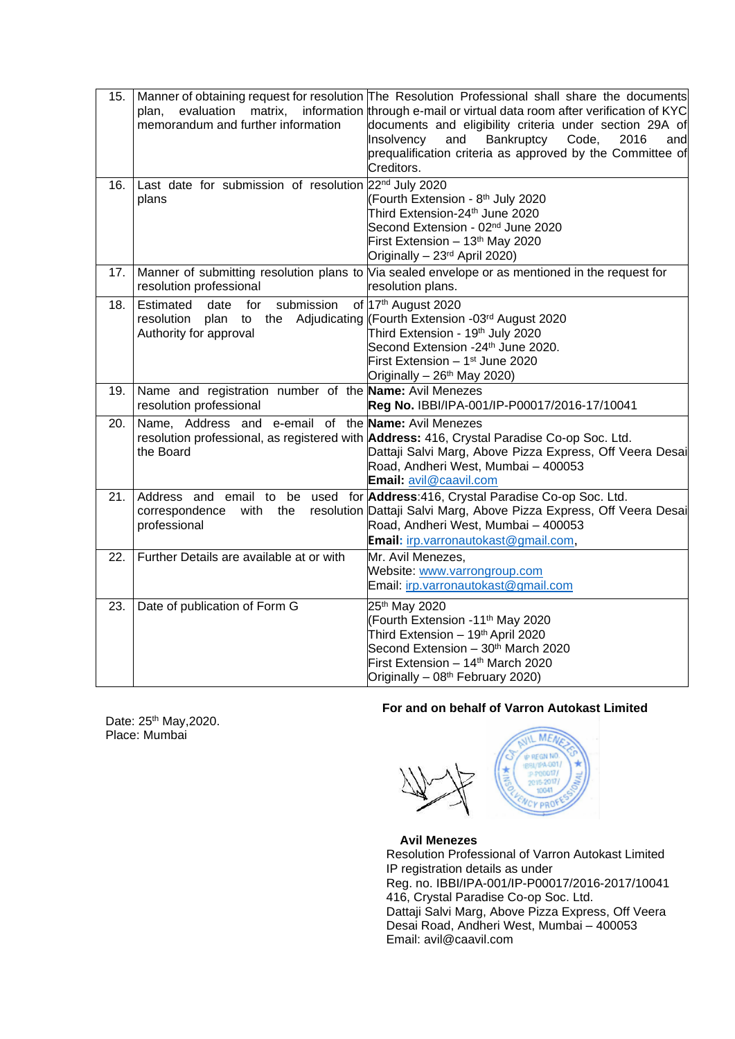| | | |
|---|---|---|
| 15. | Manner of obtaining request for resolution plan, evaluation matrix, information memorandum and further information | The Resolution Professional shall share the documents through e-mail or virtual data room after verification of KYC documents and eligibility criteria under section 29A of Insolvency and Bankruptcy Code, 2016 and prequalification criteria as approved by the Committee of Creditors. |
| 16. | Last date for submission of resolution plans | 22nd July 2020<br>(Fourth Extension - 8th July 2020<br>Third Extension-24th June 2020<br>Second Extension - 02nd June 2020<br>First Extension – 13th May 2020<br>Originally – 23rd April 2020) |
| 17. | Manner of submitting resolution plans to resolution professional | Via sealed envelope or as mentioned in the request for resolution plans. |
| 18. | Estimated date for submission of resolution plan to the Adjudicating Authority for approval | 17th August 2020<br>(Fourth Extension -03rd August 2020<br>Third Extension - 19th July 2020<br>Second Extension -24th June 2020.<br>First Extension – 1st June 2020<br>Originally – 26th May 2020) |
| 19. | Name and registration number of the resolution professional | **Name:** Avil Menezes<br>**Reg No.** IBBI/IPA-001/IP-P00017/2016-17/10041 |
| 20. | Name, Address and e-email of the resolution professional, as registered with the Board | **Name:** Avil Menezes<br>**Address:** 416, Crystal Paradise Co-op Soc. Ltd. Dattaji Salvi Marg, Above Pizza Express, Off Veera Desai Road, Andheri West, Mumbai – 400053<br>**Email:** avil@caavil.com |
| 21. | Address and email to be used for correspondence with the resolution professional | **Address:**416, Crystal Paradise Co-op Soc. Ltd. Dattaji Salvi Marg, Above Pizza Express, Off Veera Desai Road, Andheri West, Mumbai – 400053<br>**Email:** irp.varronautokast@gmail.com, |
| 22. | Further Details are available at or with | Mr. Avil Menezes,<br>Website: www.varrongroup.com<br>Email: irp.varronautokast@gmail.com |
| 23. | Date of publication of Form G | 25th May 2020<br>(Fourth Extension -11th May 2020<br>Third Extension – 19th April 2020<br>Second Extension – 30th March 2020<br>First Extension – 14th March 2020<br>Originally – 08th February 2020) |

Date: 25th May,2020.
Place: Mumbai

**For and on behalf of Varron Autokast Limited**

**Avil Menezes**
Resolution Professional of Varron Autokast Limited
IP registration details as under
Reg. no. IBBI/IPA-001/IP-P00017/2016-2017/10041
416, Crystal Paradise Co-op Soc. Ltd.
Dattaji Salvi Marg, Above Pizza Express, Off Veera Desai Road, Andheri West, Mumbai – 400053
Email: avil@caavil.com